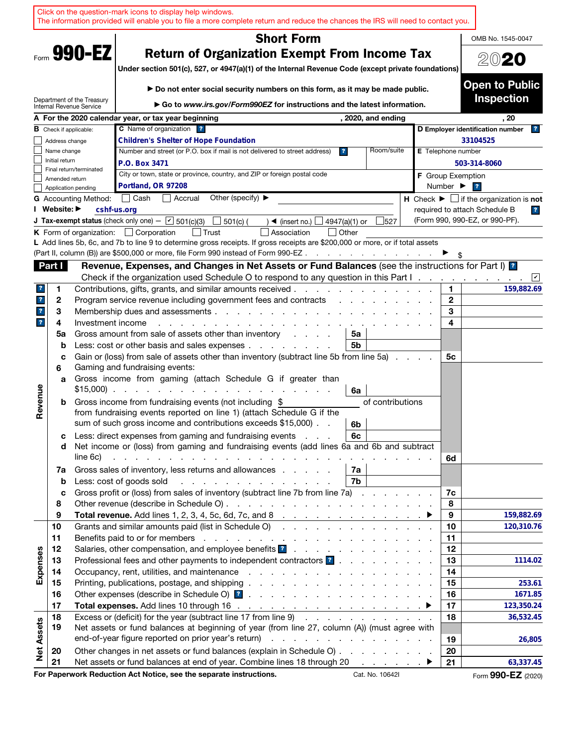Click on the question-mark icons to display help windows.
The information provided will enable you to file a more complete return and reduce the chances the IRS will need to contact you.

Form **990-EZ**

Department of the Treasury
Internal Revenue Service

# Short Form
## Return of Organization Exempt From Income Tax

**Under section 501(c), 527, or 4947(a)(1) of the Internal Revenue Code (except private foundations)**

▶ **Do not enter social security numbers on this form, as it may be made public.**

▶ **Go to *www.irs.gov/Form990EZ* for instructions and the latest information.**

OMB No. 1545-0047

**2020**

**Open to Public Inspection**

**A** For the 2020 calendar year, or tax year beginning , 2020, and ending , 20

**B** Check if applicable:
- ☐ Address change
- ☐ Name change
- ☐ Initial return
- ☐ Final return/terminated
- ☐ Amended return
- ☐ Application pending

**C** Name of organization: **Children's Shelter of Hope Foundation**

Number and street (or P.O. box if mail is not delivered to street address): **P.O. Box 3471** Room/suite:

City or town, state or province, country, and ZIP or foreign postal code: **Portland, OR 97208**

**D Employer identification number:** 33104525

**E** Telephone number: 503-314-8060

**F** Group Exemption Number ▶

**G** Accounting Method: ☐ Cash ☐ Accrual Other (specify) ▶

**H** Check ▶ ☐ if the organization is **not** required to attach Schedule B (Form 990, 990-EZ, or 990-PF).

**I Website:** ▶ cshf-us.org

**J Tax-exempt status** (check only one) — ☑ 501(c)(3) ☐ 501(c) ( ) ◀ (insert no.) ☐ 4947(a)(1) or ☐ 527

**K** Form of organization: ☐ Corporation ☐ Trust ☐ Association ☐ Other

**L** Add lines 5b, 6c, and 7b to line 9 to determine gross receipts. If gross receipts are $200,000 or more, or if total assets (Part II, column (B)) are $500,000 or more, file Form 990 instead of Form 990-EZ ▶ $

**Part I** **Revenue, Expenses, and Changes in Net Assets or Fund Balances** (see the instructions for Part I)

Check if the organization used Schedule O to respond to any question in this Part I ☑

| Section | Line | Description | Sub-line | Sub-amount | Line | Amount |
|---|---|---|---|---|---|---|
| Revenue | 1 | Contributions, gifts, grants, and similar amounts received | | | 1 | 159,882.69 |
| | 2 | Program service revenue including government fees and contracts | | | 2 | |
| | 3 | Membership dues and assessments | | | 3 | |
| | 4 | Investment income | | | 4 | |
| | 5a | Gross amount from sale of assets other than inventory | 5a | | | |
| | b | Less: cost or other basis and sales expenses | 5b | | | |
| | c | Gain or (loss) from sale of assets other than inventory (subtract line 5b from line 5a) | | | 5c | |
| | 6 | Gaming and fundraising events: | | | | |
| | a | Gross income from gaming (attach Schedule G if greater than $15,000) | 6a | | | |
| | b | Gross income from fundraising events (not including $ of contributions from fundraising events reported on line 1) (attach Schedule G if the sum of such gross income and contributions exceeds $15,000) | 6b | | | |
| | c | Less: direct expenses from gaming and fundraising events | 6c | | | |
| | d | Net income or (loss) from gaming and fundraising events (add lines 6a and 6b and subtract line 6c) | | | 6d | |
| | 7a | Gross sales of inventory, less returns and allowances | 7a | | | |
| | b | Less: cost of goods sold | 7b | | | |
| | c | Gross profit or (loss) from sales of inventory (subtract line 7b from line 7a) | | | 7c | |
| | 8 | Other revenue (describe in Schedule O) | | | 8 | |
| | 9 | **Total revenue.** Add lines 1, 2, 3, 4, 5c, 6d, 7c, and 8 ▶ | | | 9 | 159,882.69 |
| Expenses | 10 | Grants and similar amounts paid (list in Schedule O) | | | 10 | 120,310.76 |
| | 11 | Benefits paid to or for members | | | 11 | |
| | 12 | Salaries, other compensation, and employee benefits | | | 12 | |
| | 13 | Professional fees and other payments to independent contractors | | | 13 | 1114.02 |
| | 14 | Occupancy, rent, utilities, and maintenance | | | 14 | |
| | 15 | Printing, publications, postage, and shipping | | | 15 | 253.61 |
| | 16 | Other expenses (describe in Schedule O) | | | 16 | 1671.85 |
| | 17 | **Total expenses.** Add lines 10 through 16 ▶ | | | 17 | 123,350.24 |
| Net Assets | 18 | Excess or (deficit) for the year (subtract line 17 from line 9) | | | 18 | 36,532.45 |
| | 19 | Net assets or fund balances at beginning of year (from line 27, column (A)) (must agree with end-of-year figure reported on prior year's return) | | | 19 | 26,805 |
| | 20 | Other changes in net assets or fund balances (explain in Schedule O) | | | 20 | |
| | 21 | Net assets or fund balances at end of year. Combine lines 18 through 20 ▶ | | | 21 | 63,337.45 |

**For Paperwork Reduction Act Notice, see the separate instructions.** Cat. No. 10642I Form **990-EZ** (2020)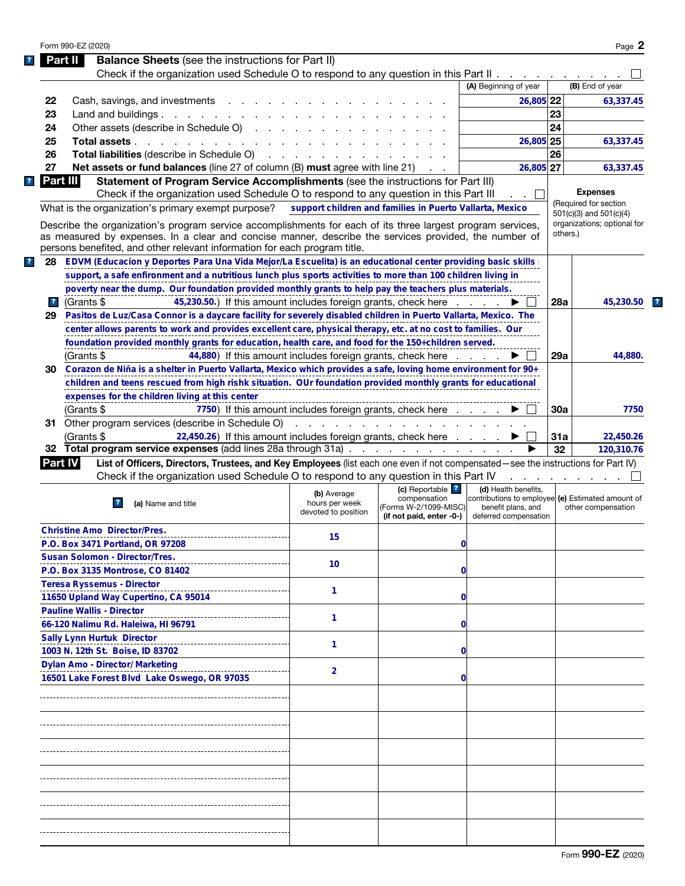## Part II Balance Sheets (see the instructions for Part II)

Check if the organization used Schedule O to respond to any question in this Part II . . . . . . . . . . ☐

| | | (A) Beginning of year | | (B) End of year |
|---|---|---|---|---|
| 22 | Cash, savings, and investments | 26,805 | 22 | 63,337.45 |
| 23 | Land and buildings | | 23 | |
| 24 | Other assets (describe in Schedule O) | | 24 | |
| 25 | **Total assets** | 26,805 | 25 | 63,337.45 |
| 26 | **Total liabilities** (describe in Schedule O) | | 26 | |
| 27 | **Net assets or fund balances** (line 27 of column (B) **must** agree with line 21) | 26,805 | 27 | 63,337.45 |

## Part III Statement of Program Service Accomplishments (see the instructions for Part III)

Check if the organization used Schedule O to respond to any question in this Part III . . ☐

**Expenses** (Required for section 501(c)(3) and 501(c)(4) organizations; optional for others.)

What is the organization's primary exempt purpose? support children and families in Puerto Vallarta, Mexico

Describe the organization's program service accomplishments for each of its three largest program services, as measured by expenses. In a clear and concise manner, describe the services provided, the number of persons benefited, and other relevant information for each program title.

| | | | |
|---|---|---|---|
| 28 | EDVM (Educacion y Deportes Para Una Vida Mejor/La Escuelita) is an educational center providing basic skills support, a safe enfironment and a nutritious lunch plus sports activities to more than 100 children living in poverty near the dump. Our foundation provided monthly grants to help pay the teachers plus materials. (Grants $ 45,230.50.) If this amount includes foreign grants, check here ▶ ☐ | 28a | 45,230.50 |
| 29 | Pasitos de Luz/Casa Connor is a daycare facility for severely disabled children in Puerto Vallarta, Mexico. The center allows parents to work and provides excellent care, physical therapy, etc. at no cost to families. Our foundation provided monthly grants for education, health care, and food for the 150+children served. (Grants $ 44,880) If this amount includes foreign grants, check here ▶ ☐ | 29a | 44,880. |
| 30 | Corazon de Niña is a shelter in Puerto Vallarta, Mexico which provides a safe, loving home environment for 90+ children and teens rescued from high riskk situation. OUr foundation provided monthly grants for educational expenses for the children living at this center (Grants $ 7750) If this amount includes foreign grants, check here ▶ ☐ | 30a | 7750 |
| 31 | Other program services (describe in Schedule O) (Grants $ 22,450.26) If this amount includes foreign grants, check here ▶ ☐ | 31a | 22,450.26 |
| 32 | **Total program service expenses** (add lines 28a through 31a) ▶ | 32 | 120,310.76 |

## Part IV List of Officers, Directors, Trustees, and Key Employees (list each one even if not compensated—see the instructions for Part IV)

Check if the organization used Schedule O to respond to any question in this Part IV . . . . . . . . ☐

| (a) Name and title | (b) Average hours per week devoted to position | (c) Reportable compensation (Forms W-2/1099-MISC) (if not paid, enter -0-) | (d) Health benefits, contributions to employee benefit plans, and deferred compensation | (e) Estimated amount of other compensation |
|---|---|---|---|---|
| Christine Amo Director/Pres. P.O. Box 3471 Portland, OR 97208 | 15 | 0 | | |
| Susan Solomon - Director/Tres. P.O. Box 3135 Montrose, CO 81402 | 10 | 0 | | |
| Teresa Ryssemus - Director 11650 Upland Way Cupertino, CA 95014 | 1 | 0 | | |
| Pauline Wallis - Director 66-120 Nalimu Rd. Haleiwa, HI 96791 | 1 | 0 | | |
| Sally Lynn Hurtuk Director 1003 N. 12th St. Boise, ID 83702 | 1 | 0 | | |
| Dylan Amo - Director/ Marketing 16501 Lake Forest Blvd Lake Oswego, OR 97035 | 2 | 0 | | |
| | | | | |
| | | | | |
| | | | | |
| | | | | |
| | | | | |
| | | | | |

Form **990-EZ** (2020)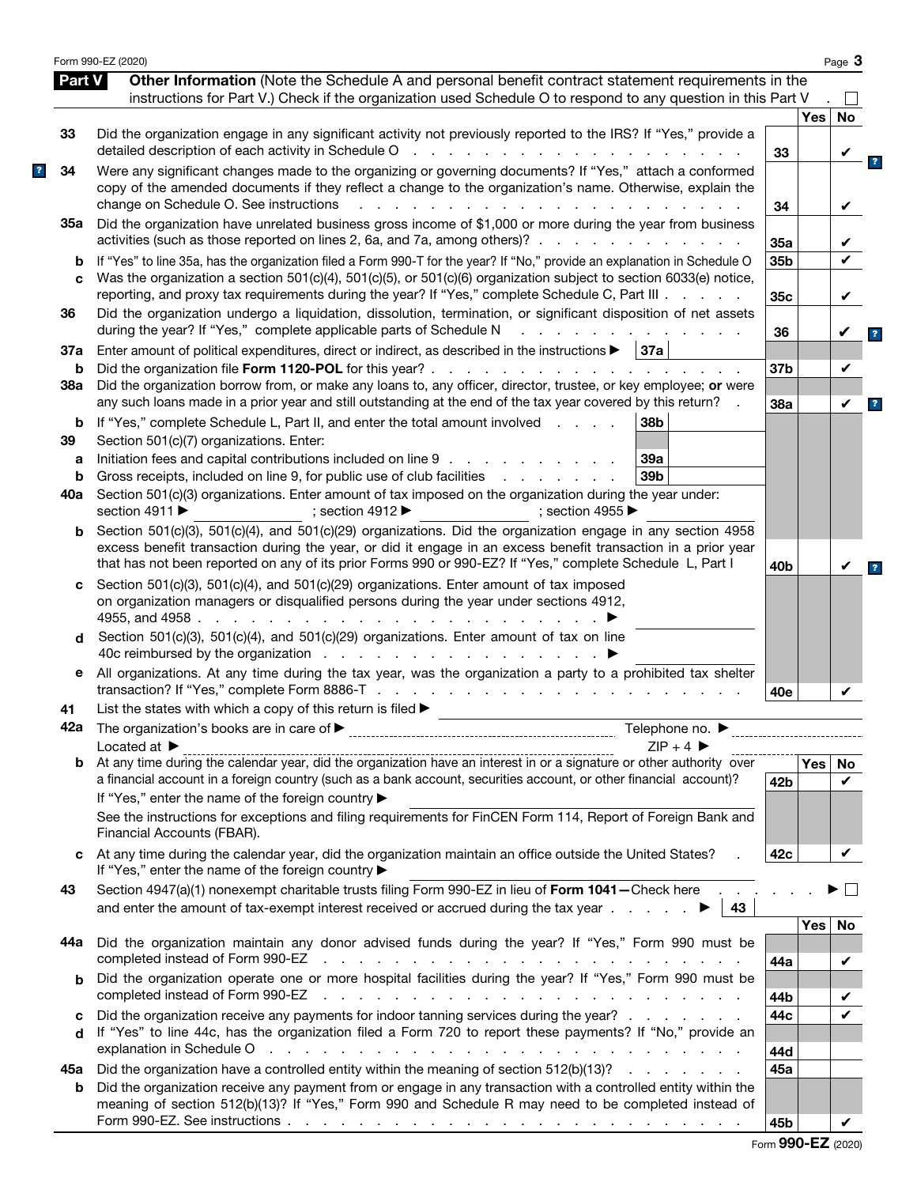## Part V Other Information

(Note the Schedule A and personal benefit contract statement requirements in the instructions for Part V.) Check if the organization used Schedule O to respond to any question in this Part V . ☐

| | | | Yes | No |
|---|---|---|---|---|
| 33 | Did the organization engage in any significant activity not previously reported to the IRS? If "Yes," provide a detailed description of each activity in Schedule O | 33 | | ✔ |
| 34 | Were any significant changes made to the organizing or governing documents? If "Yes," attach a conformed copy of the amended documents if they reflect a change to the organization's name. Otherwise, explain the change on Schedule O. See instructions | 34 | | ✔ |
| 35a | Did the organization have unrelated business gross income of $1,000 or more during the year from business activities (such as those reported on lines 2, 6a, and 7a, among others)? | 35a | | ✔ |
| b | If "Yes" to line 35a, has the organization filed a Form 990-T for the year? If "No," provide an explanation in Schedule O | 35b | | ✔ |
| c | Was the organization a section 501(c)(4), 501(c)(5), or 501(c)(6) organization subject to section 6033(e) notice, reporting, and proxy tax requirements during the year? If "Yes," complete Schedule C, Part III | 35c | | ✔ |
| 36 | Did the organization undergo a liquidation, dissolution, termination, or significant disposition of net assets during the year? If "Yes," complete applicable parts of Schedule N | 36 | | ✔ |
| 37a | Enter amount of political expenditures, direct or indirect, as described in the instructions ▶ 37a | | | |
| b | Did the organization file **Form 1120-POL** for this year? | 37b | | ✔ |
| 38a | Did the organization borrow from, or make any loans to, any officer, director, trustee, or key employee; **or** were any such loans made in a prior year and still outstanding at the end of the tax year covered by this return? | 38a | | ✔ |
| b | If "Yes," complete Schedule L, Part II, and enter the total amount involved ... 38b | | | |
| 39 | Section 501(c)(7) organizations. Enter: | | | |
| a | Initiation fees and capital contributions included on line 9 ... 39a | | | |
| b | Gross receipts, included on line 9, for public use of club facilities ... 39b | | | |
| 40a | Section 501(c)(3) organizations. Enter amount of tax imposed on the organization during the year under: section 4911 ▶ ; section 4912 ▶ ; section 4955 ▶ | | | |
| b | Section 501(c)(3), 501(c)(4), and 501(c)(29) organizations. Did the organization engage in any section 4958 excess benefit transaction during the year, or did it engage in an excess benefit transaction in a prior year that has not been reported on any of its prior Forms 990 or 990-EZ? If "Yes," complete Schedule L, Part I | 40b | | ✔ |
| c | Section 501(c)(3), 501(c)(4), and 501(c)(29) organizations. Enter amount of tax imposed on organization managers or disqualified persons during the year under sections 4912, 4955, and 4958 ▶ | | | |
| d | Section 501(c)(3), 501(c)(4), and 501(c)(29) organizations. Enter amount of tax on line 40c reimbursed by the organization ▶ | | | |
| e | All organizations. At any time during the tax year, was the organization a party to a prohibited tax shelter transaction? If "Yes," complete Form 8886-T | 40e | | ✔ |

41 List the states with which a copy of this return is filed ▶

42a The organization's books are in care of ▶ Telephone no. ▶
Located at ▶ ZIP + 4 ▶

| | | | Yes | No |
|---|---|---|---|---|
| b | At any time during the calendar year, did the organization have an interest in or a signature or other authority over a financial account in a foreign country (such as a bank account, securities account, or other financial account)? If "Yes," enter the name of the foreign country ▶ See the instructions for exceptions and filing requirements for FinCEN Form 114, Report of Foreign Bank and Financial Accounts (FBAR). | 42b | | ✔ |
| c | At any time during the calendar year, did the organization maintain an office outside the United States? If "Yes," enter the name of the foreign country ▶ | 42c | | ✔ |

43 Section 4947(a)(1) nonexempt charitable trusts filing Form 990-EZ in lieu of **Form 1041**—Check here ▶ ☐
and enter the amount of tax-exempt interest received or accrued during the tax year ▶ 43

| | | | Yes | No |
|---|---|---|---|---|
| 44a | Did the organization maintain any donor advised funds during the year? If "Yes," Form 990 must be completed instead of Form 990-EZ | 44a | | ✔ |
| b | Did the organization operate one or more hospital facilities during the year? If "Yes," Form 990 must be completed instead of Form 990-EZ | 44b | | ✔ |
| c | Did the organization receive any payments for indoor tanning services during the year? | 44c | | ✔ |
| d | If "Yes" to line 44c, has the organization filed a Form 720 to report these payments? If "No," provide an explanation in Schedule O | 44d | | |
| 45a | Did the organization have a controlled entity within the meaning of section 512(b)(13)? | 45a | | |
| b | Did the organization receive any payment from or engage in any transaction with a controlled entity within the meaning of section 512(b)(13)? If "Yes," Form 990 and Schedule R may need to be completed instead of Form 990-EZ. See instructions | 45b | | ✔ |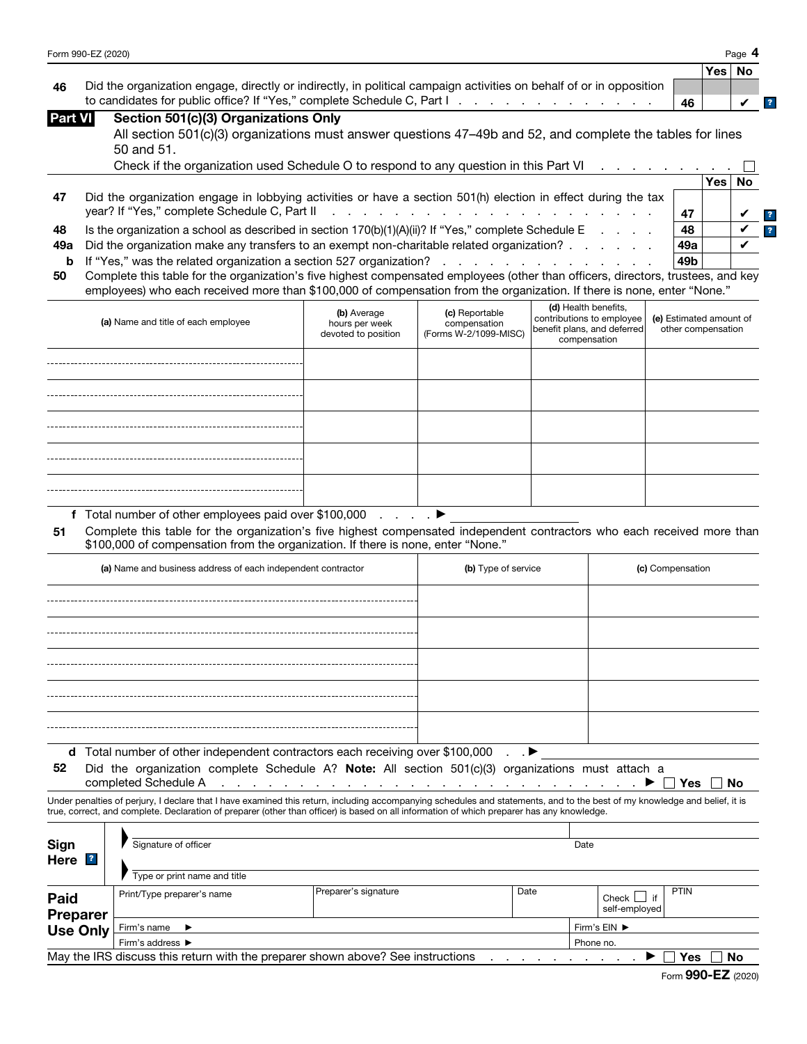Form 990-EZ (2020)

| | | | Yes | No |
|---|---|---|---|---|
| 46 | Did the organization engage, directly or indirectly, in political campaign activities on behalf of or in opposition to candidates for public office? If "Yes," complete Schedule C, Part I | 46 | | ✔ |

## Part VI Section 501(c)(3) Organizations Only

All section 501(c)(3) organizations must answer questions 47–49b and 52, and complete the tables for lines 50 and 51.

Check if the organization used Schedule O to respond to any question in this Part VI ☐

| | | | Yes | No |
|---|---|---|---|---|
| 47 | Did the organization engage in lobbying activities or have a section 501(h) election in effect during the tax year? If "Yes," complete Schedule C, Part II | 47 | | ✔ |
| 48 | Is the organization a school as described in section 170(b)(1)(A)(ii)? If "Yes," complete Schedule E | 48 | | ✔ |
| 49a | Did the organization make any transfers to an exempt non-charitable related organization? | 49a | | ✔ |
| b | If "Yes," was the related organization a section 527 organization? | 49b | | |

**50** Complete this table for the organization's five highest compensated employees (other than officers, directors, trustees, and key employees) who each received more than $100,000 of compensation from the organization. If there is none, enter "None."

| (a) Name and title of each employee | (b) Average hours per week devoted to position | (c) Reportable compensation (Forms W-2/1099-MISC) | (d) Health benefits, contributions to employee benefit plans, and deferred compensation | (e) Estimated amount of other compensation |
|---|---|---|---|---|
| | | | | |
| | | | | |
| | | | | |
| | | | | |
| | | | | |

**f** Total number of other employees paid over $100,000 ▶

**51** Complete this table for the organization's five highest compensated independent contractors who each received more than $100,000 of compensation from the organization. If there is none, enter "None."

| (a) Name and business address of each independent contractor | (b) Type of service | (c) Compensation |
|---|---|---|
| | | |
| | | |
| | | |
| | | |
| | | |

**d** Total number of other independent contractors each receiving over $100,000 ▶

**52** Did the organization complete Schedule A? **Note:** All section 501(c)(3) organizations must attach a completed Schedule A ▶ ☐ Yes ☐ No

Under penalties of perjury, I declare that I have examined this return, including accompanying schedules and statements, and to the best of my knowledge and belief, it is true, correct, and complete. Declaration of preparer (other than officer) is based on all information of which preparer has any knowledge.

**Sign Here**

▶ Signature of officer | Date

▶ Type or print name and title

| Paid Preparer Use Only | | | | |
|---|---|---|---|---|
| Print/Type preparer's name | Preparer's signature | Date | Check ☐ if self-employed | PTIN |
| Firm's name ▶ | | | Firm's EIN ▶ | |
| Firm's address ▶ | | | Phone no. | |

May the IRS discuss this return with the preparer shown above? See instructions ▶ ☐ Yes ☐ No

Form **990-EZ** (2020)